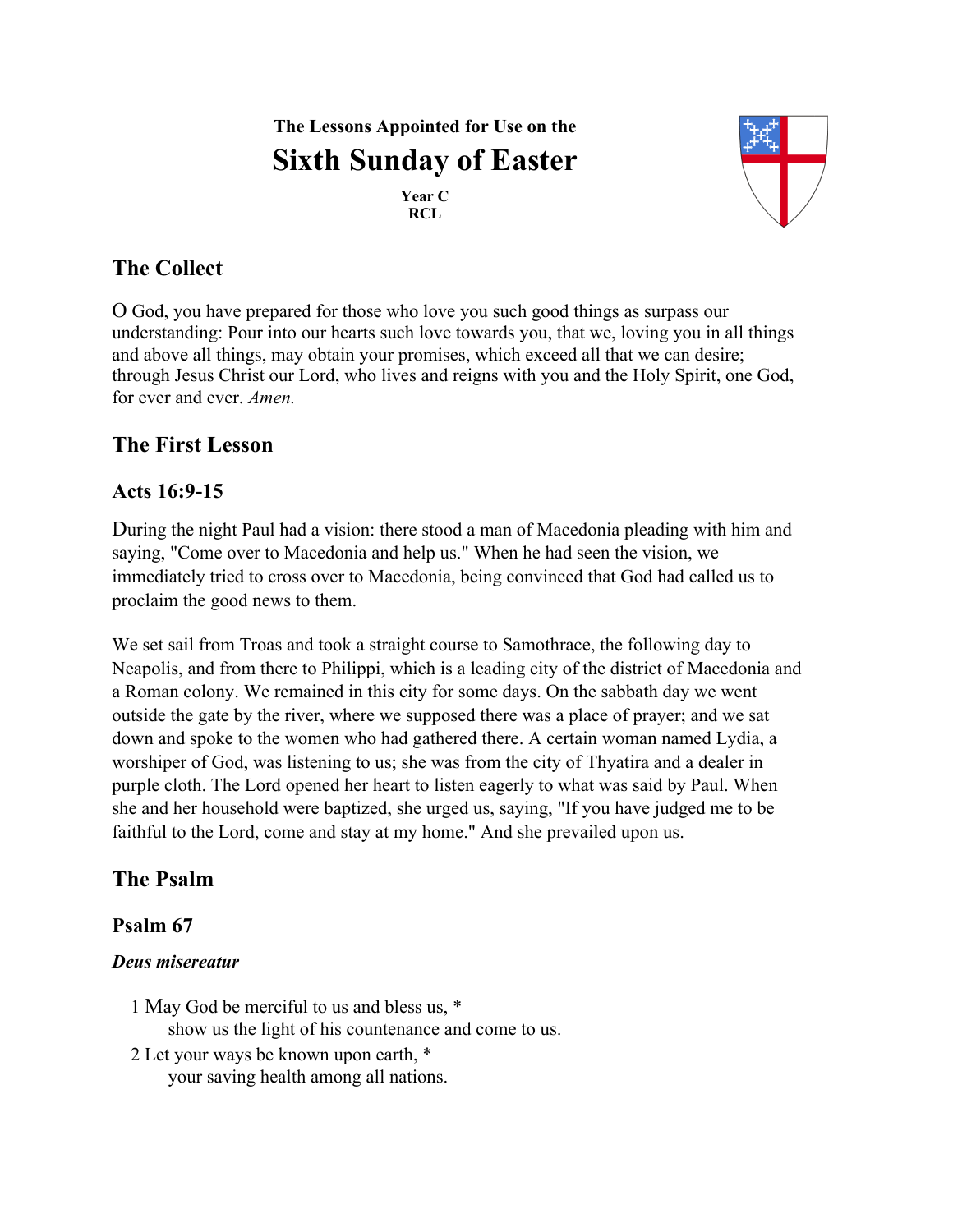**The Lessons Appointed for Use on the**

# Sixth Sunday of Easter

**Year C**
**RCL**

## The Collect

O God, you have prepared for those who love you such good things as surpass our understanding: Pour into our hearts such love towards you, that we, loving you in all things and above all things, may obtain your promises, which exceed all that we can desire; through Jesus Christ our Lord, who lives and reigns with you and the Holy Spirit, one God, for ever and ever. *Amen.*

## The First Lesson

### Acts 16:9-15

During the night Paul had a vision: there stood a man of Macedonia pleading with him and saying, "Come over to Macedonia and help us." When he had seen the vision, we immediately tried to cross over to Macedonia, being convinced that God had called us to proclaim the good news to them.

We set sail from Troas and took a straight course to Samothrace, the following day to Neapolis, and from there to Philippi, which is a leading city of the district of Macedonia and a Roman colony. We remained in this city for some days. On the sabbath day we went outside the gate by the river, where we supposed there was a place of prayer; and we sat down and spoke to the women who had gathered there. A certain woman named Lydia, a worshiper of God, was listening to us; she was from the city of Thyatira and a dealer in purple cloth. The Lord opened her heart to listen eagerly to what was said by Paul. When she and her household were baptized, she urged us, saying, "If you have judged me to be faithful to the Lord, come and stay at my home." And she prevailed upon us.

## The Psalm

### Psalm 67

***Deus misereatur***

1 May God be merciful to us and bless us, *
  show us the light of his countenance and come to us.

2 Let your ways be known upon earth, *
  your saving health among all nations.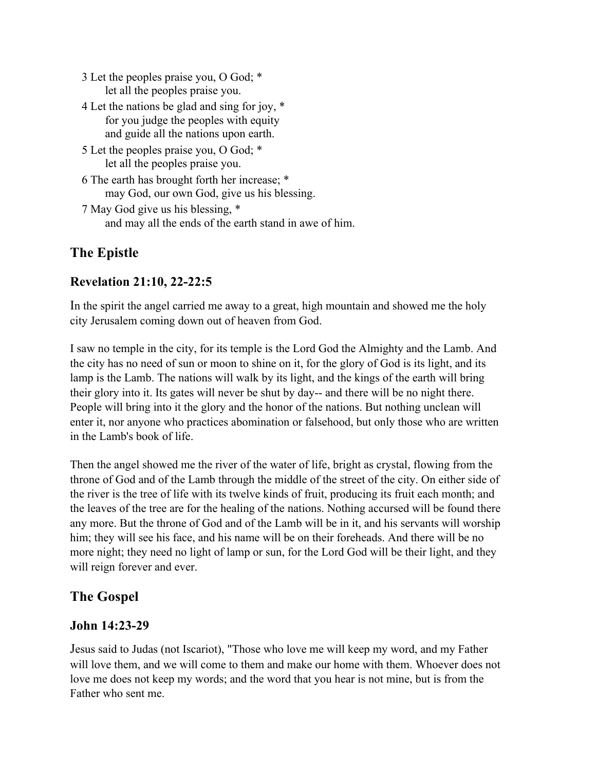3 Let the peoples praise you, O God; *
    let all the peoples praise you.

4 Let the nations be glad and sing for joy, *
    for you judge the peoples with equity
    and guide all the nations upon earth.

5 Let the peoples praise you, O God; *
    let all the peoples praise you.

6 The earth has brought forth her increase; *
    may God, our own God, give us his blessing.

7 May God give us his blessing, *
    and may all the ends of the earth stand in awe of him.

## The Epistle

### Revelation 21:10, 22-22:5

In the spirit the angel carried me away to a great, high mountain and showed me the holy city Jerusalem coming down out of heaven from God.

I saw no temple in the city, for its temple is the Lord God the Almighty and the Lamb. And the city has no need of sun or moon to shine on it, for the glory of God is its light, and its lamp is the Lamb. The nations will walk by its light, and the kings of the earth will bring their glory into it. Its gates will never be shut by day-- and there will be no night there. People will bring into it the glory and the honor of the nations. But nothing unclean will enter it, nor anyone who practices abomination or falsehood, but only those who are written in the Lamb's book of life.

Then the angel showed me the river of the water of life, bright as crystal, flowing from the throne of God and of the Lamb through the middle of the street of the city. On either side of the river is the tree of life with its twelve kinds of fruit, producing its fruit each month; and the leaves of the tree are for the healing of the nations. Nothing accursed will be found there any more. But the throne of God and of the Lamb will be in it, and his servants will worship him; they will see his face, and his name will be on their foreheads. And there will be no more night; they need no light of lamp or sun, for the Lord God will be their light, and they will reign forever and ever.

## The Gospel

### John 14:23-29

Jesus said to Judas (not Iscariot), "Those who love me will keep my word, and my Father will love them, and we will come to them and make our home with them. Whoever does not love me does not keep my words; and the word that you hear is not mine, but is from the Father who sent me.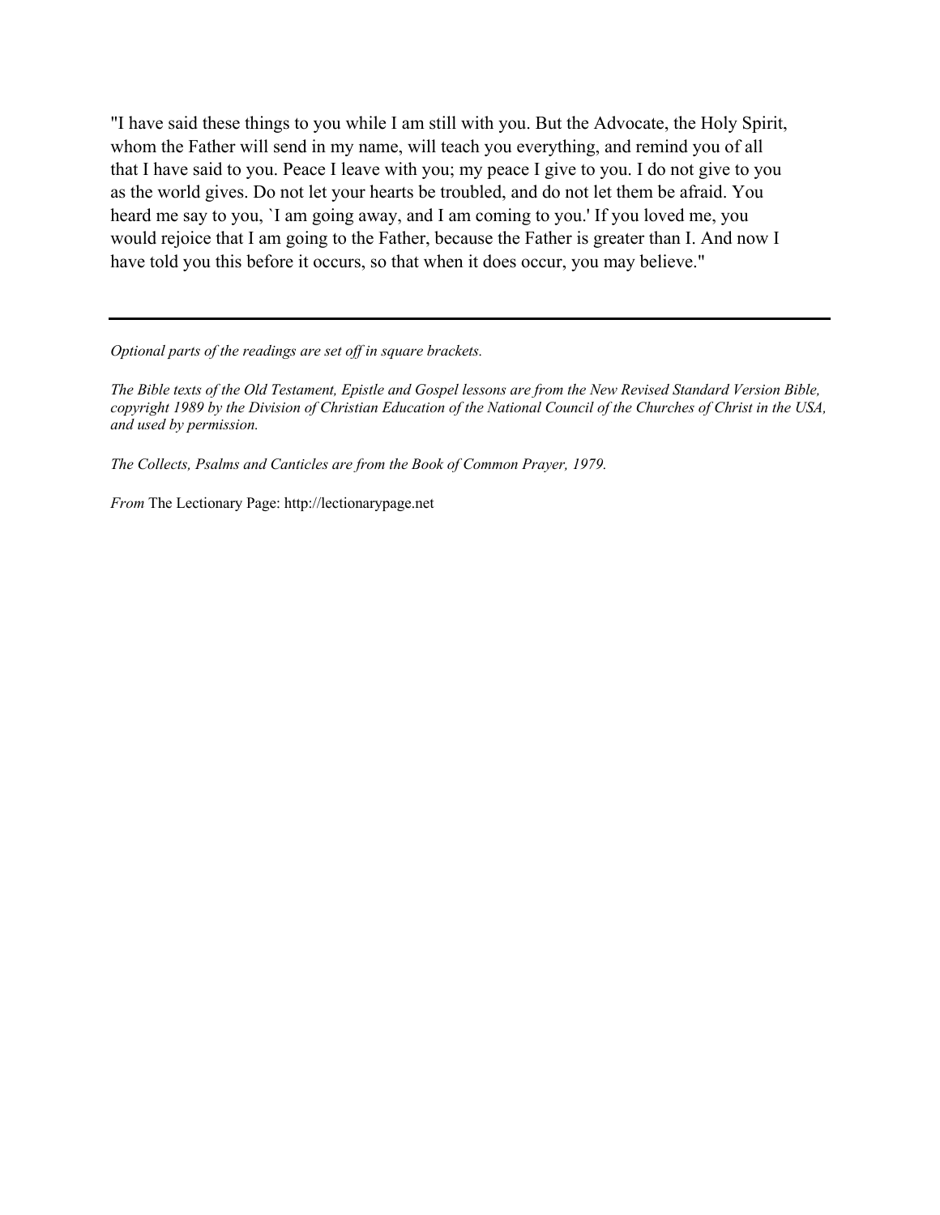"I have said these things to you while I am still with you. But the Advocate, the Holy Spirit, whom the Father will send in my name, will teach you everything, and remind you of all that I have said to you. Peace I leave with you; my peace I give to you. I do not give to you as the world gives. Do not let your hearts be troubled, and do not let them be afraid. You heard me say to you, `I am going away, and I am coming to you.' If you loved me, you would rejoice that I am going to the Father, because the Father is greater than I. And now I have told you this before it occurs, so that when it does occur, you may believe."

---

*Optional parts of the readings are set off in square brackets.*

*The Bible texts of the Old Testament, Epistle and Gospel lessons are from the New Revised Standard Version Bible, copyright 1989 by the Division of Christian Education of the National Council of the Churches of Christ in the USA, and used by permission.*

*The Collects, Psalms and Canticles are from the Book of Common Prayer, 1979.*

*From* The Lectionary Page: http://lectionarypage.net